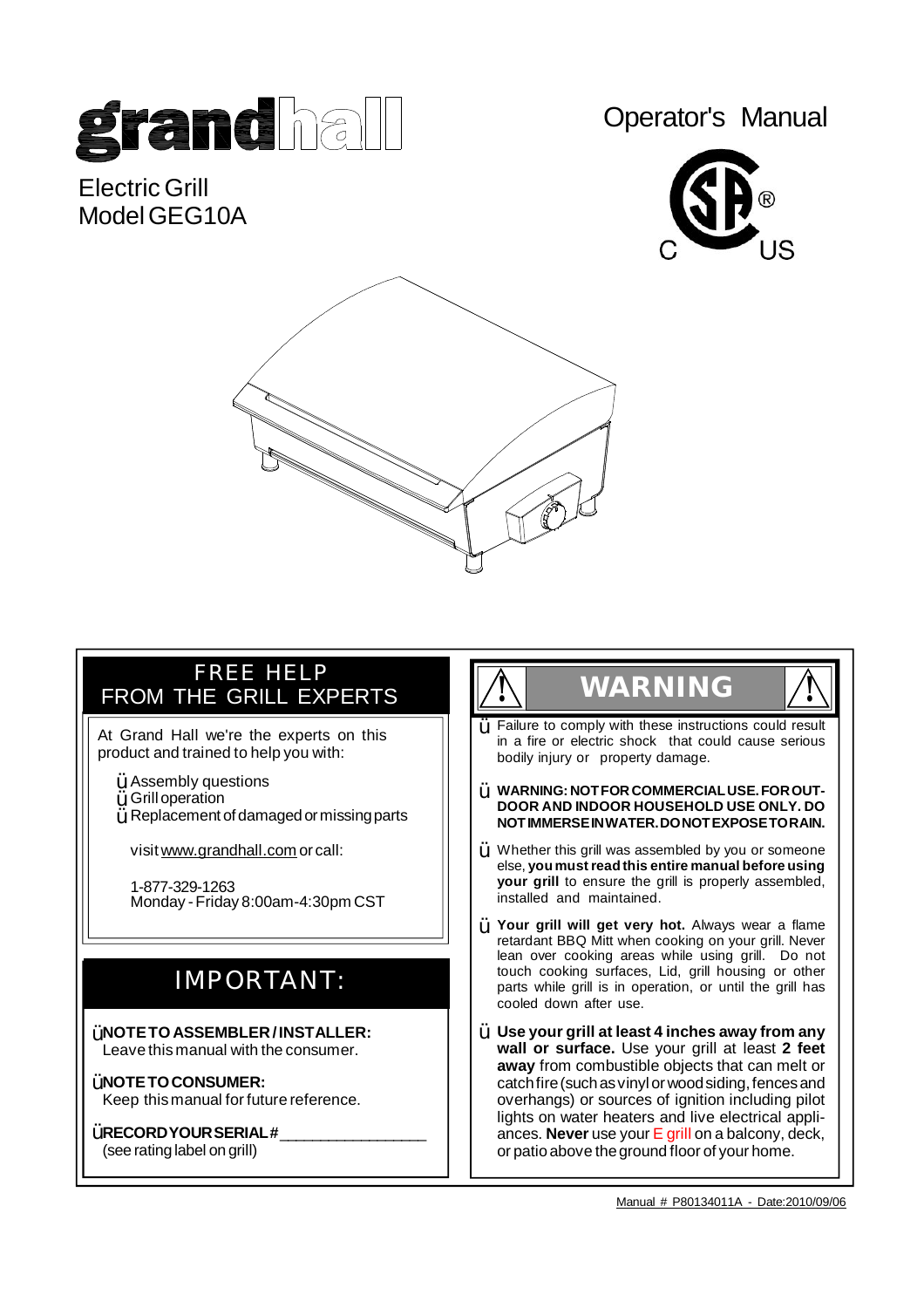# grandhall

Electric Grill
Model GEG10A

## Operator's Manual

## FREE HELP FROM THE GRILL EXPERTS

At Grand Hall we're the experts on this product and trained to help you with:

- Assembly questions
- Grill operation
- Replacement of damaged or missing parts

visit www.grandhall.com or call:

1-877-329-1263
Monday - Friday 8:00am-4:30pm CST

## IMPORTANT:

- **NOTE TO ASSEMBLER / INSTALLER:** Leave this manual with the consumer.
- **NOTE TO CONSUMER:** Keep this manual for future reference.
- **RECORD YOUR SERIAL #** ________________ (see rating label on grill)

## WARNING

- Failure to comply with these instructions could result in a fire or electric shock that could cause serious bodily injury or property damage.
- **WARNING: NOT FOR COMMERCIAL USE. FOR OUTDOOR AND INDOOR HOUSEHOLD USE ONLY. DO NOT IMMERSE IN WATER. DO NOT EXPOSE TO RAIN.**
- Whether this grill was assembled by you or someone else, **you must read this entire manual before using your grill** to ensure the grill is properly assembled, installed and maintained.
- **Your grill will get very hot.** Always wear a flame retardant BBQ Mitt when cooking on your grill. Never lean over cooking areas while using grill. Do not touch cooking surfaces, Lid, grill housing or other parts while grill is in operation, or until the grill has cooled down after use.
- **Use your grill at least 4 inches away from any wall or surface.** Use your grill at least **2 feet away** from combustible objects that can melt or catch fire (such as vinyl or wood siding, fences and overhangs) or sources of ignition including pilot lights on water heaters and live electrical appliances. **Never** use your E grill on a balcony, deck, or patio above the ground floor of your home.

Manual # P80134011A - Date:2010/09/06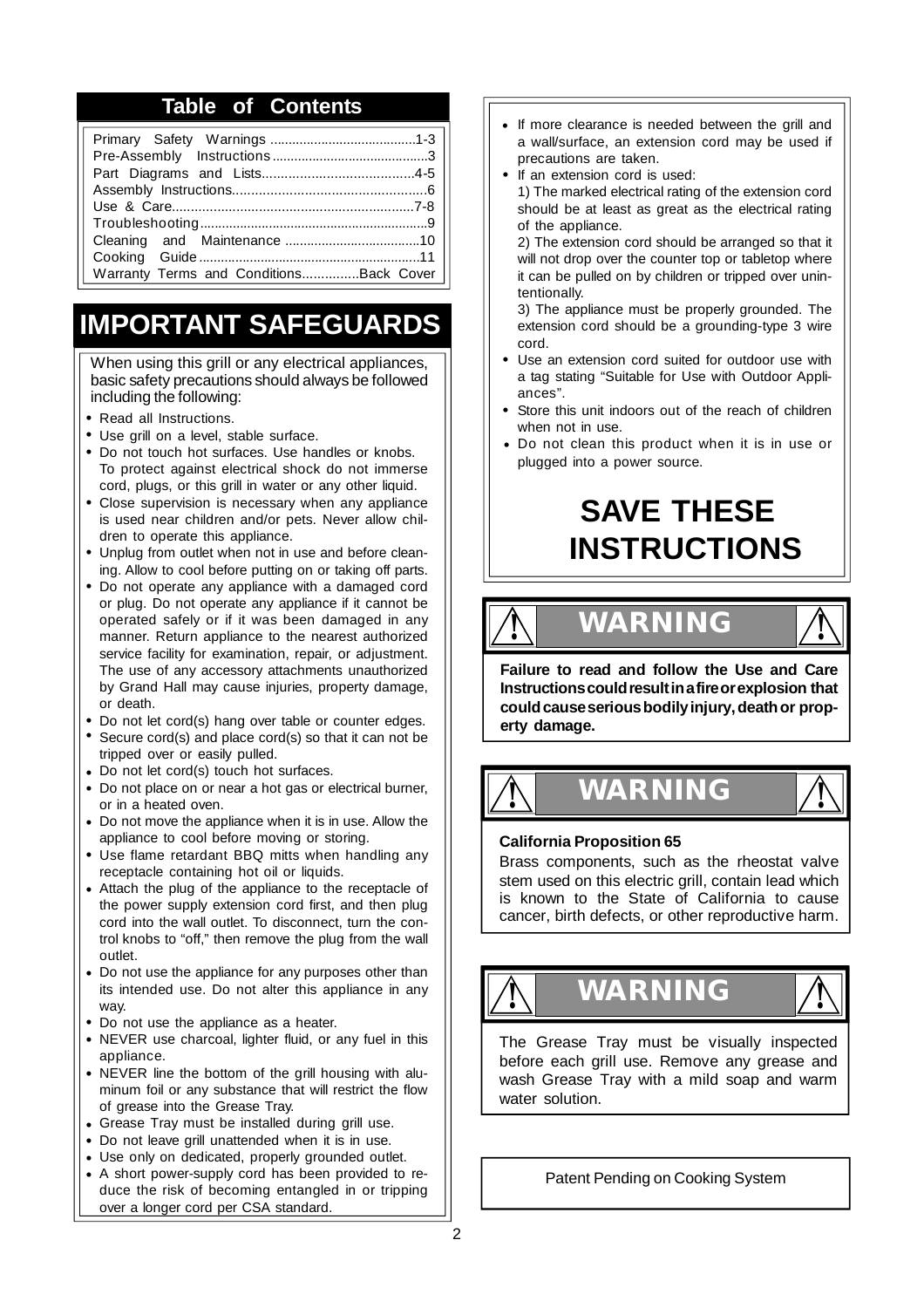## Table of Contents

| | |
|---|---|
| Primary Safety Warnings | 1-3 |
| Pre-Assembly Instructions | 3 |
| Part Diagrams and Lists | 4-5 |
| Assembly Instructions | 6 |
| Use & Care | 7-8 |
| Troubleshooting | 9 |
| Cleaning and Maintenance | 10 |
| Cooking Guide | 11 |
| Warranty Terms and Conditions | Back Cover |

# IMPORTANT SAFEGUARDS

When using this grill or any electrical appliances, basic safety precautions should always be followed including the following:

- Read all Instructions.
- Use grill on a level, stable surface.
- Do not touch hot surfaces. Use handles or knobs. To protect against electrical shock do not immerse cord, plugs, or this grill in water or any other liquid.
- Close supervision is necessary when any appliance is used near children and/or pets. Never allow children to operate this appliance.
- Unplug from outlet when not in use and before cleaning. Allow to cool before putting on or taking off parts.
- Do not operate any appliance with a damaged cord or plug. Do not operate any appliance if it cannot be operated safely or if it was been damaged in any manner. Return appliance to the nearest authorized service facility for examination, repair, or adjustment. The use of any accessory attachments unauthorized by Grand Hall may cause injuries, property damage, or death.
- Do not let cord(s) hang over table or counter edges.
- Secure cord(s) and place cord(s) so that it can not be tripped over or easily pulled.
- Do not let cord(s) touch hot surfaces.
- Do not place on or near a hot gas or electrical burner, or in a heated oven.
- Do not move the appliance when it is in use. Allow the appliance to cool before moving or storing.
- Use flame retardant BBQ mitts when handling any receptacle containing hot oil or liquids.
- Attach the plug of the appliance to the receptacle of the power supply extension cord first, and then plug cord into the wall outlet. To disconnect, turn the control knobs to "off," then remove the plug from the wall outlet.
- Do not use the appliance for any purposes other than its intended use. Do not alter this appliance in any way.
- Do not use the appliance as a heater.
- NEVER use charcoal, lighter fluid, or any fuel in this appliance.
- NEVER line the bottom of the grill housing with aluminum foil or any substance that will restrict the flow of grease into the Grease Tray.
- Grease Tray must be installed during grill use.
- Do not leave grill unattended when it is in use.
- Use only on dedicated, properly grounded outlet.
- A short power-supply cord has been provided to reduce the risk of becoming entangled in or tripping over a longer cord per CSA standard.
- If more clearance is needed between the grill and a wall/surface, an extension cord may be used if precautions are taken.
- If an extension cord is used:
  1) The marked electrical rating of the extension cord should be at least as great as the electrical rating of the appliance.
  2) The extension cord should be arranged so that it will not drop over the counter top or tabletop where it can be pulled on by children or tripped over unintentionally.
  3) The appliance must be properly grounded. The extension cord should be a grounding-type 3 wire cord.
- Use an extension cord suited for outdoor use with a tag stating "Suitable for Use with Outdoor Appliances".
- Store this unit indoors out of the reach of children when not in use.
- Do not clean this product when it is in use or plugged into a power source.

## SAVE THESE INSTRUCTIONS

### ⚠ WARNING ⚠

**Failure to read and follow the Use and Care Instructions could result in a fire or explosion that could cause serious bodily injury, death or property damage.**

### ⚠ WARNING ⚠

**California Proposition 65**

Brass components, such as the rheostat valve stem used on this electric grill, contain lead which is known to the State of California to cause cancer, birth defects, or other reproductive harm.

### ⚠ WARNING ⚠

The Grease Tray must be visually inspected before each grill use. Remove any grease and wash Grease Tray with a mild soap and warm water solution.

Patent Pending on Cooking System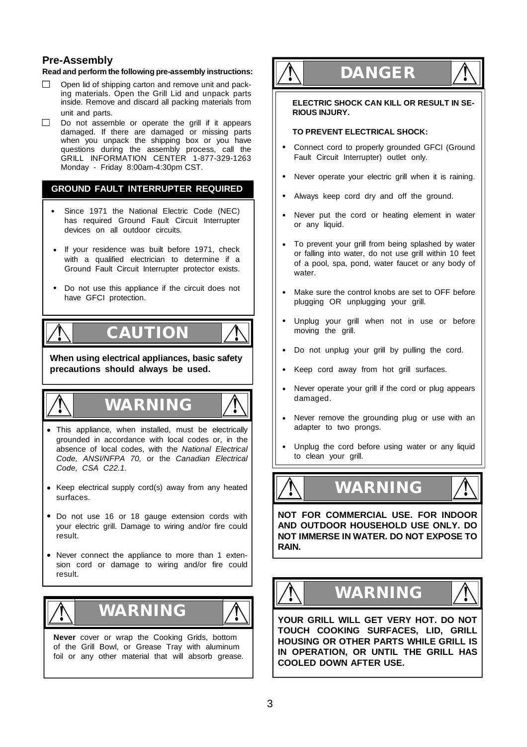## Pre-Assembly

**Read and perform the following pre-assembly instructions:**

- ☐ Open lid of shipping carton and remove unit and packing materials. Open the Grill Lid and unpack parts inside. Remove and discard all packing materials from unit and parts.
- ☐ Do not assemble or operate the grill if it appears damaged. If there are damaged or missing parts when you unpack the shipping box or you have questions during the assembly process, call the GRILL INFORMATION CENTER 1-877-329-1263 Monday - Friday 8:00am-4:30pm CST.

### GROUND FAULT INTERRUPTER REQUIRED

- Since 1971 the National Electric Code (NEC) has required Ground Fault Circuit Interrupter devices on all outdoor circuits.
- If your residence was built before 1971, check with a qualified electrician to determine if a Ground Fault Circuit Interrupter protector exists.
- Do not use this appliance if the circuit does not have GFCI protection.

### ⚠ CAUTION ⚠

**When using electrical appliances, basic safety precautions should always be used.**

### ⚠ WARNING ⚠

- This appliance, when installed, must be electrically grounded in accordance with local codes or, in the absence of local codes, with the *National Electrical Code, ANSI/NFPA 70,* or the *Canadian Electrical Code, CSA C22.1.*
- Keep electrical supply cord(s) away from any heated surfaces.
- Do not use 16 or 18 gauge extension cords with your electric grill. Damage to wiring and/or fire could result.
- Never connect the appliance to more than 1 extension cord or damage to wiring and/or fire could result.

### ⚠ WARNING ⚠

**Never** cover or wrap the Cooking Grids, bottom of the Grill Bowl, or Grease Tray with aluminum foil or any other material that will absorb grease.

### ⚠ DANGER ⚠

**ELECTRIC SHOCK CAN KILL OR RESULT IN SERIOUS INJURY.**

**TO PREVENT ELECTRICAL SHOCK:**

- Connect cord to properly grounded GFCI (Ground Fault Circuit Interrupter) outlet only.
- Never operate your electric grill when it is raining.
- Always keep cord dry and off the ground.
- Never put the cord or heating element in water or any liquid.
- To prevent your grill from being splashed by water or falling into water, do not use grill within 10 feet of a pool, spa, pond, water faucet or any body of water.
- Make sure the control knobs are set to OFF before plugging OR unplugging your grill.
- Unplug your grill when not in use or before moving the grill.
- Do not unplug your grill by pulling the cord.
- Keep cord away from hot grill surfaces.
- Never operate your grill if the cord or plug appears damaged.
- Never remove the grounding plug or use with an adapter to two prongs.
- Unplug the cord before using water or any liquid to clean your grill.

### ⚠ WARNING ⚠

**NOT FOR COMMERCIAL USE. FOR INDOOR AND OUTDOOR HOUSEHOLD USE ONLY. DO NOT IMMERSE IN WATER. DO NOT EXPOSE TO RAIN.**

### ⚠ WARNING ⚠

**YOUR GRILL WILL GET VERY HOT. DO NOT TOUCH COOKING SURFACES, LID, GRILL HOUSING OR OTHER PARTS WHILE GRILL IS IN OPERATION, OR UNTIL THE GRILL HAS COOLED DOWN AFTER USE.**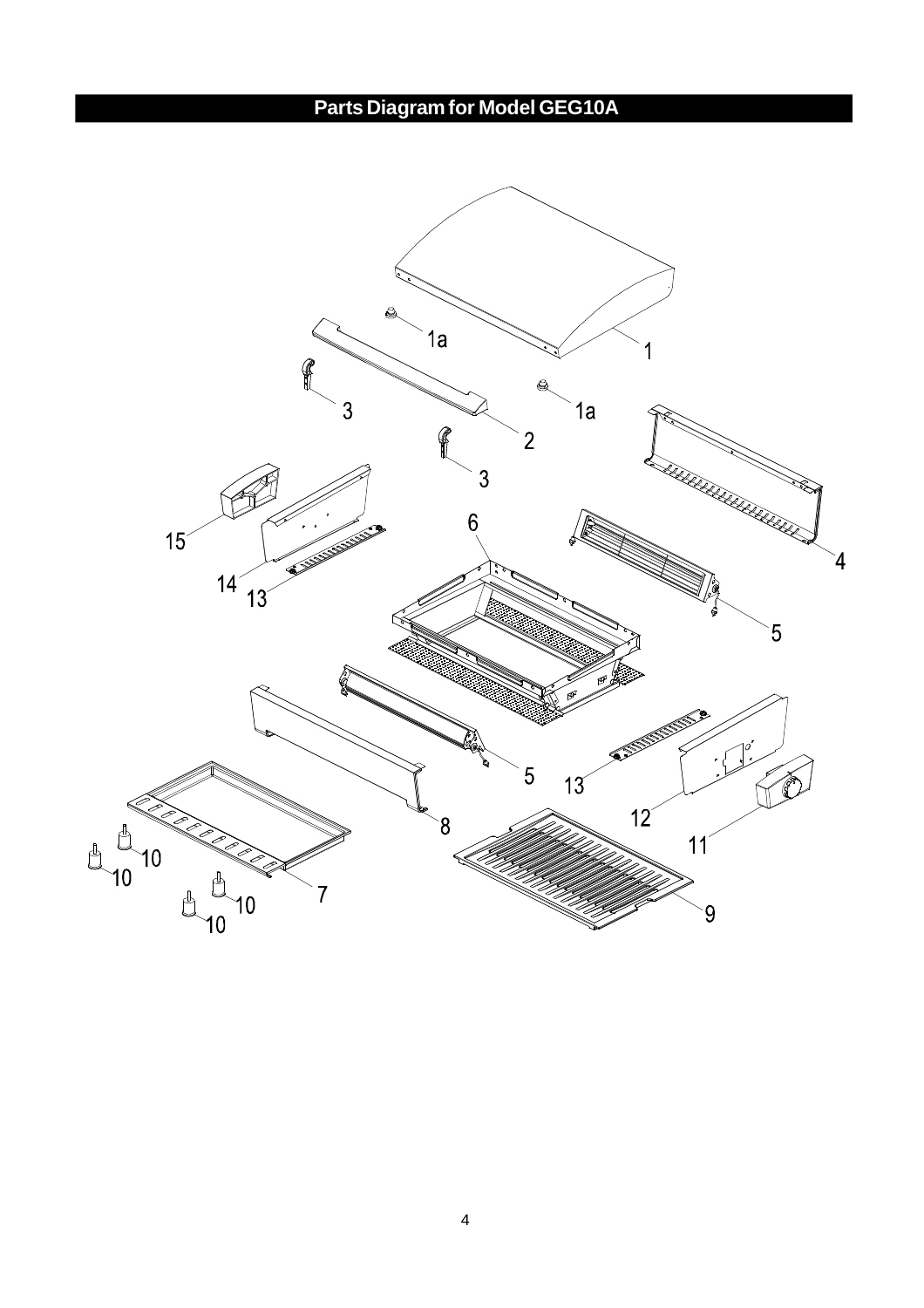# Parts Diagram for Model GEG10A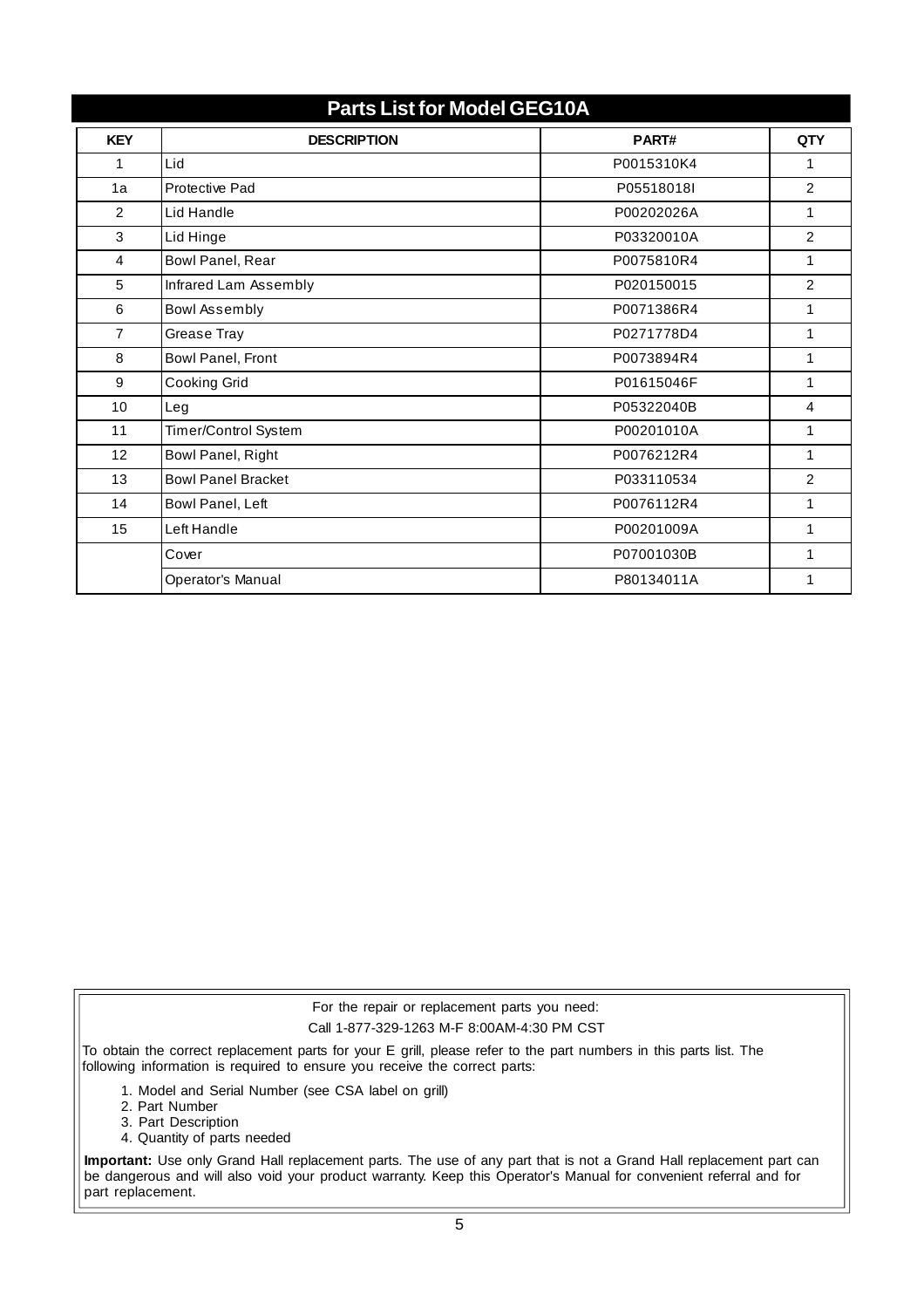## Parts List for Model GEG10A

| KEY | DESCRIPTION | PART# | QTY |
|---|---|---|---|
| 1 | Lid | P0015310K4 | 1 |
| 1a | Protective Pad | P05518018I | 2 |
| 2 | Lid Handle | P00202026A | 1 |
| 3 | Lid Hinge | P03320010A | 2 |
| 4 | Bowl Panel, Rear | P0075810R4 | 1 |
| 5 | Infrared Lam Assembly | P020150015 | 2 |
| 6 | Bowl Assembly | P0071386R4 | 1 |
| 7 | Grease Tray | P0271778D4 | 1 |
| 8 | Bowl Panel, Front | P0073894R4 | 1 |
| 9 | Cooking Grid | P01615046F | 1 |
| 10 | Leg | P05322040B | 4 |
| 11 | Timer/Control System | P00201010A | 1 |
| 12 | Bowl Panel, Right | P0076212R4 | 1 |
| 13 | Bowl Panel Bracket | P033110534 | 2 |
| 14 | Bowl Panel, Left | P0076112R4 | 1 |
| 15 | Left Handle | P00201009A | 1 |
| | Cover | P07001030B | 1 |
| | Operator's Manual | P80134011A | 1 |

For the repair or replacement parts you need:

Call 1-877-329-1263 M-F 8:00AM-4:30 PM CST

To obtain the correct replacement parts for your E grill, please refer to the part numbers in this parts list. The following information is required to ensure you receive the correct parts:

1. Model and Serial Number (see CSA label on grill)
2. Part Number
3. Part Description
4. Quantity of parts needed

**Important:** Use only Grand Hall replacement parts. The use of any part that is not a Grand Hall replacement part can be dangerous and will also void your product warranty. Keep this Operator's Manual for convenient referral and for part replacement.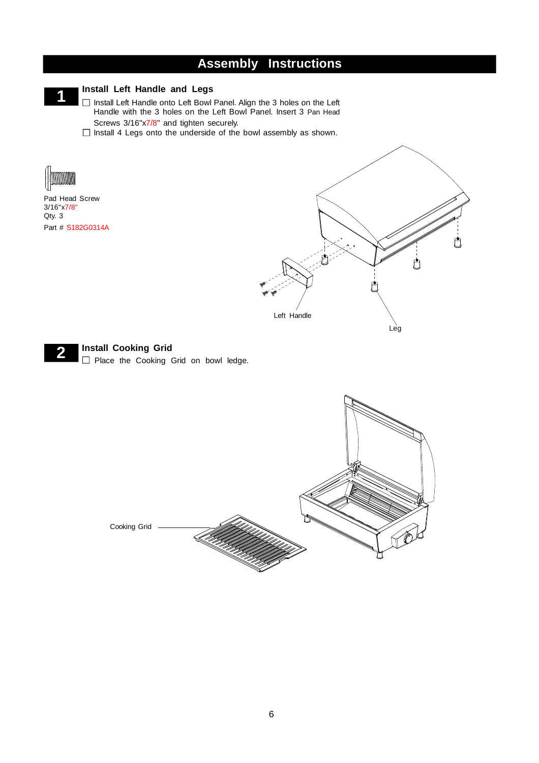# Assembly Instructions

## 1 Install Left Handle and Legs

- ☐ Install Left Handle onto Left Bowl Panel. Align the 3 holes on the Left Handle with the 3 holes on the Left Bowl Panel. Insert 3 Pan Head Screws 3/16"x7/8" and tighten securely.
- ☐ Install 4 Legs onto the underside of the bowl assembly as shown.

Pad Head Screw
3/16"x7/8"
Qty. 3
Part # S182G0314A

Left Handle

Leg

## 2 Install Cooking Grid

- ☐ Place the Cooking Grid on bowl ledge.

Cooking Grid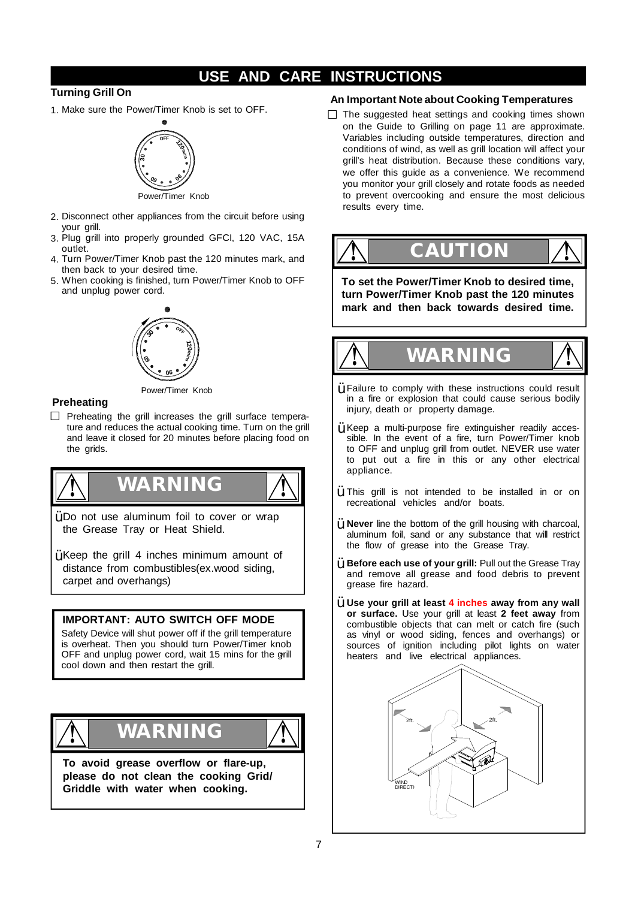# USE AND CARE INSTRUCTIONS

### Turning Grill On

1. Make sure the Power/Timer Knob is set to OFF.

Power/Timer Knob

2. Disconnect other appliances from the circuit before using your grill.
3. Plug grill into properly grounded GFCI, 120 VAC, 15A outlet.
4. Turn Power/Timer Knob past the 120 minutes mark, and then back to your desired time.
5. When cooking is finished, turn Power/Timer Knob to OFF and unplug power cord.

Power/Timer Knob

### Preheating

- Preheating the grill increases the grill surface temperature and reduces the actual cooking time. Turn on the grill and leave it closed for 20 minutes before placing food on the grids.

## WARNING

- Do not use aluminum foil to cover or wrap the Grease Tray or Heat Shield.
- Keep the grill 4 inches minimum amount of distance from combustibles(ex.wood siding, carpet and overhangs)

**IMPORTANT: AUTO SWITCH OFF MODE**

Safety Device will shut power off if the grill temperature is overheat. Then you should turn Power/Timer knob OFF and unplug power cord, wait 15 mins for the grill cool down and then restart the grill.

## WARNING

**To avoid grease overflow or flare-up, please do not clean the cooking Grid/ Griddle with water when cooking.**

### An Important Note about Cooking Temperatures

- The suggested heat settings and cooking times shown on the Guide to Grilling on page 11 are approximate. Variables including outside temperatures, direction and conditions of wind, as well as grill location will affect your grill's heat distribution. Because these conditions vary, we offer this guide as a convenience. We recommend you monitor your grill closely and rotate foods as needed to prevent overcooking and ensure the most delicious results every time.

## CAUTION

**To set the Power/Timer Knob to desired time, turn Power/Timer Knob past the 120 minutes mark and then back towards desired time.**

## WARNING

- Failure to comply with these instructions could result in a fire or explosion that could cause serious bodily injury, death or property damage.
- Keep a multi-purpose fire extinguisher readily accessible. In the event of a fire, turn Power/Timer knob to OFF and unplug grill from outlet. NEVER use water to put out a fire in this or any other electrical appliance.
- This grill is not intended to be installed in or on recreational vehicles and/or boats.
- **Never** line the bottom of the grill housing with charcoal, aluminum foil, sand or any substance that will restrict the flow of grease into the Grease Tray.
- **Before each use of your grill:** Pull out the Grease Tray and remove all grease and food debris to prevent grease fire hazard.
- **Use your grill at least 4 inches away from any wall or surface.** Use your grill at least **2 feet away** from combustible objects that can melt or catch fire (such as vinyl or wood siding, fences and overhangs) or sources of ignition including pilot lights on water heaters and live electrical appliances.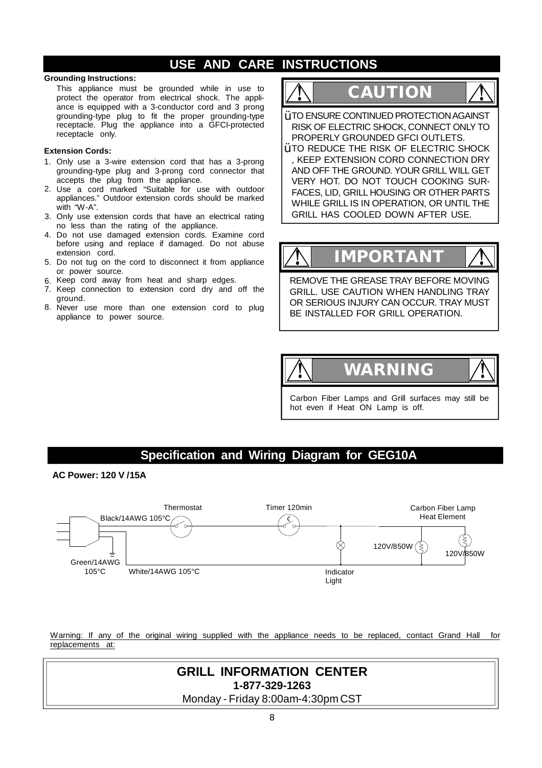## USE AND CARE INSTRUCTIONS

**Grounding Instructions:**

This appliance must be grounded while in use to protect the operator from electrical shock. The appliance is equipped with a 3-conductor cord and 3 prong grounding-type plug to fit the proper grounding-type receptacle. Plug the appliance into a GFCI-protected receptacle only.

**Extension Cords:**

1. Only use a 3-wire extension cord that has a 3-prong grounding-type plug and 3-prong cord connector that accepts the plug from the appliance.
2. Use a cord marked "Suitable for use with outdoor appliances." Outdoor extension cords should be marked with "W-A".
3. Only use extension cords that have an electrical rating no less than the rating of the appliance.
4. Do not use damaged extension cords. Examine cord before using and replace if damaged. Do not abuse extension cord.
5. Do not tug on the cord to disconnect it from appliance or power source.
6. Keep cord away from heat and sharp edges.
7. Keep connection to extension cord dry and off the ground.
8. Never use more than one extension cord to plug appliance to power source.

### ⚠ CAUTION ⚠

- TO ENSURE CONTINUED PROTECTION AGAINST RISK OF ELECTRIC SHOCK, CONNECT ONLY TO PROPERLY GROUNDED GFCI OUTLETS.
- TO REDUCE THE RISK OF ELECTRIC SHOCK, KEEP EXTENSION CORD CONNECTION DRY AND OFF THE GROUND. YOUR GRILL WILL GET VERY HOT. DO NOT TOUCH COOKING SURFACES, LID, GRILL HOUSING OR OTHER PARTS WHILE GRILL IS IN OPERATION, OR UNTIL THE GRILL HAS COOLED DOWN AFTER USE.

### ⚠ IMPORTANT ⚠

REMOVE THE GREASE TRAY BEFORE MOVING GRILL. USE CAUTION WHEN HANDLING TRAY OR SERIOUS INJURY CAN OCCUR. TRAY MUST BE INSTALLED FOR GRILL OPERATION.

### ⚠ WARNING ⚠

Carbon Fiber Lamps and Grill surfaces may still be hot even if Heat ON Lamp is off.

## Specification and Wiring Diagram for GEG10A

**AC Power: 120 V /15A**

Thermostat — Timer 120min — Carbon Fiber Lamp Heat Element

Black/14AWG 105°C

120V/850W — 120V/850W

Green/14AWG 105°C — White/14AWG 105°C — Indicator Light

Warning: If any of the original wiring supplied with the appliance needs to be replaced, contact Grand Hall for replacements at:

**GRILL INFORMATION CENTER**
**1-877-329-1263**
Monday - Friday 8:00am-4:30pm CST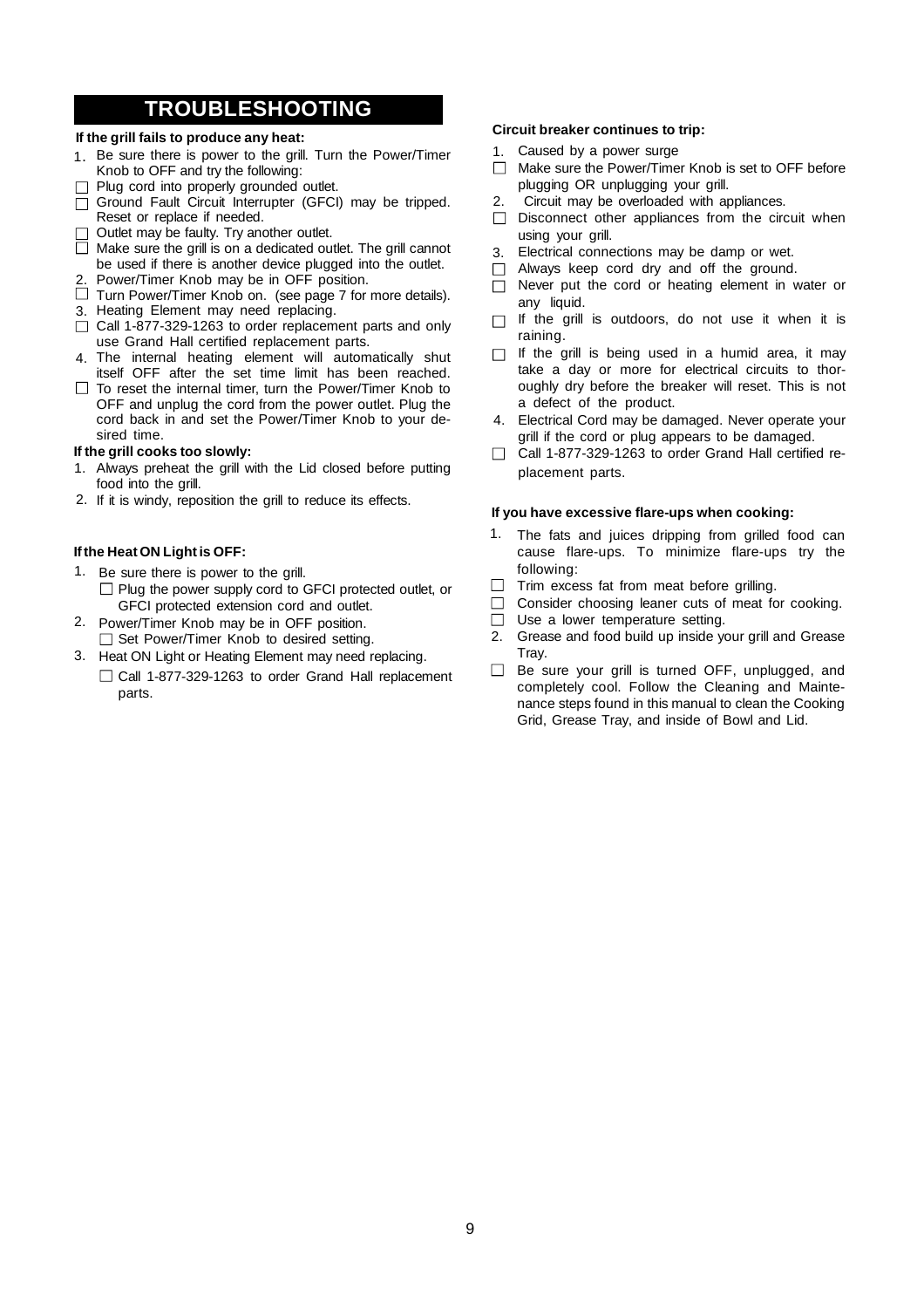# TROUBLESHOOTING

**If the grill fails to produce any heat:**

1. Be sure there is power to the grill. Turn the Power/Timer Knob to OFF and try the following:
   - ☐ Plug cord into properly grounded outlet.
   - ☐ Ground Fault Circuit Interrupter (GFCI) may be tripped. Reset or replace if needed.
   - ☐ Outlet may be faulty. Try another outlet.
   - ☐ Make sure the grill is on a dedicated outlet. The grill cannot be used if there is another device plugged into the outlet.
2. Power/Timer Knob may be in OFF position.
   - ☐ Turn Power/Timer Knob on. (see page 7 for more details).
3. Heating Element may need replacing.
   - ☐ Call 1-877-329-1263 to order replacement parts and only use Grand Hall certified replacement parts.
4. The internal heating element will automatically shut itself OFF after the set time limit has been reached.
   - ☐ To reset the internal timer, turn the Power/Timer Knob to OFF and unplug the cord from the power outlet. Plug the cord back in and set the Power/Timer Knob to your desired time.

**If the grill cooks too slowly:**

1. Always preheat the grill with the Lid closed before putting food into the grill.
2. If it is windy, reposition the grill to reduce its effects.

**If the Heat ON Light is OFF:**

1. Be sure there is power to the grill.
   - ☐ Plug the power supply cord to GFCI protected outlet, or GFCI protected extension cord and outlet.
2. Power/Timer Knob may be in OFF position.
   - ☐ Set Power/Timer Knob to desired setting.
3. Heat ON Light or Heating Element may need replacing.
   - ☐ Call 1-877-329-1263 to order Grand Hall replacement parts.

**Circuit breaker continues to trip:**

1. Caused by a power surge
   - ☐ Make sure the Power/Timer Knob is set to OFF before plugging OR unplugging your grill.
2. Circuit may be overloaded with appliances.
   - ☐ Disconnect other appliances from the circuit when using your grill.
3. Electrical connections may be damp or wet.
   - ☐ Always keep cord dry and off the ground.
   - ☐ Never put the cord or heating element in water or any liquid.
   - ☐ If the grill is outdoors, do not use it when it is raining.
   - ☐ If the grill is being used in a humid area, it may take a day or more for electrical circuits to thoroughly dry before the breaker will reset. This is not a defect of the product.
4. Electrical Cord may be damaged. Never operate your grill if the cord or plug appears to be damaged.
   - ☐ Call 1-877-329-1263 to order Grand Hall certified replacement parts.

**If you have excessive flare-ups when cooking:**

1. The fats and juices dripping from grilled food can cause flare-ups. To minimize flare-ups try the following:
   - ☐ Trim excess fat from meat before grilling.
   - ☐ Consider choosing leaner cuts of meat for cooking.
   - ☐ Use a lower temperature setting.
2. Grease and food build up inside your grill and Grease Tray.
   - ☐ Be sure your grill is turned OFF, unplugged, and completely cool. Follow the Cleaning and Maintenance steps found in this manual to clean the Cooking Grid, Grease Tray, and inside of Bowl and Lid.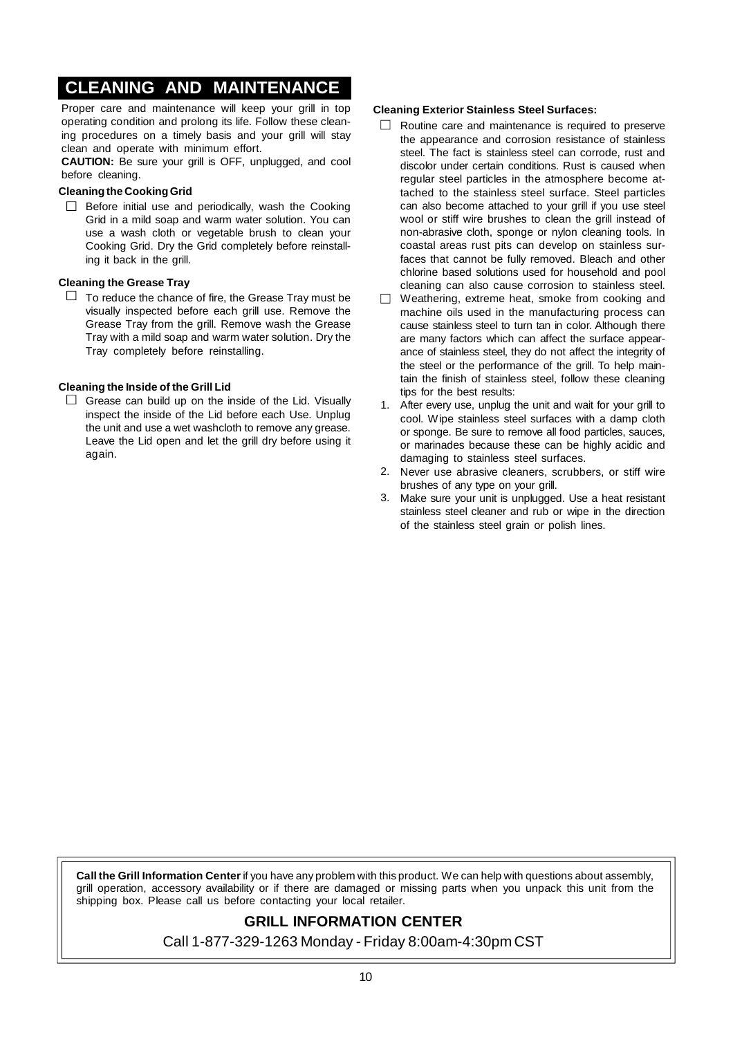# CLEANING AND MAINTENANCE

Proper care and maintenance will keep your grill in top operating condition and prolong its life. Follow these cleaning procedures on a timely basis and your grill will stay clean and operate with minimum effort.

**CAUTION:** Be sure your grill is OFF, unplugged, and cool before cleaning.

**Cleaning the Cooking Grid**

- ☐ Before initial use and periodically, wash the Cooking Grid in a mild soap and warm water solution. You can use a wash cloth or vegetable brush to clean your Cooking Grid. Dry the Grid completely before reinstalling it back in the grill.

**Cleaning the Grease Tray**

- ☐ To reduce the chance of fire, the Grease Tray must be visually inspected before each grill use. Remove the Grease Tray from the grill. Remove wash the Grease Tray with a mild soap and warm water solution. Dry the Tray completely before reinstalling.

**Cleaning the Inside of the Grill Lid**

- ☐ Grease can build up on the inside of the Lid. Visually inspect the inside of the Lid before each Use. Unplug the unit and use a wet washcloth to remove any grease. Leave the Lid open and let the grill dry before using it again.

**Cleaning Exterior Stainless Steel Surfaces:**

- ☐ Routine care and maintenance is required to preserve the appearance and corrosion resistance of stainless steel. The fact is stainless steel can corrode, rust and discolor under certain conditions. Rust is caused when regular steel particles in the atmosphere become attached to the stainless steel surface. Steel particles can also become attached to your grill if you use steel wool or stiff wire brushes to clean the grill instead of non-abrasive cloth, sponge or nylon cleaning tools. In coastal areas rust pits can develop on stainless surfaces that cannot be fully removed. Bleach and other chlorine based solutions used for household and pool cleaning can also cause corrosion to stainless steel.
- ☐ Weathering, extreme heat, smoke from cooking and machine oils used in the manufacturing process can cause stainless steel to turn tan in color. Although there are many factors which can affect the surface appearance of stainless steel, they do not affect the integrity of the steel or the performance of the grill. To help maintain the finish of stainless steel, follow these cleaning tips for the best results:

1. After every use, unplug the unit and wait for your grill to cool. Wipe stainless steel surfaces with a damp cloth or sponge. Be sure to remove all food particles, sauces, or marinades because these can be highly acidic and damaging to stainless steel surfaces.
2. Never use abrasive cleaners, scrubbers, or stiff wire brushes of any type on your grill.
3. Make sure your unit is unplugged. Use a heat resistant stainless steel cleaner and rub or wipe in the direction of the stainless steel grain or polish lines.

**Call the Grill Information Center** if you have any problem with this product. We can help with questions about assembly, grill operation, accessory availability or if there are damaged or missing parts when you unpack this unit from the shipping box. Please call us before contacting your local retailer.

**GRILL INFORMATION CENTER**

Call 1-877-329-1263 Monday - Friday 8:00am-4:30pm CST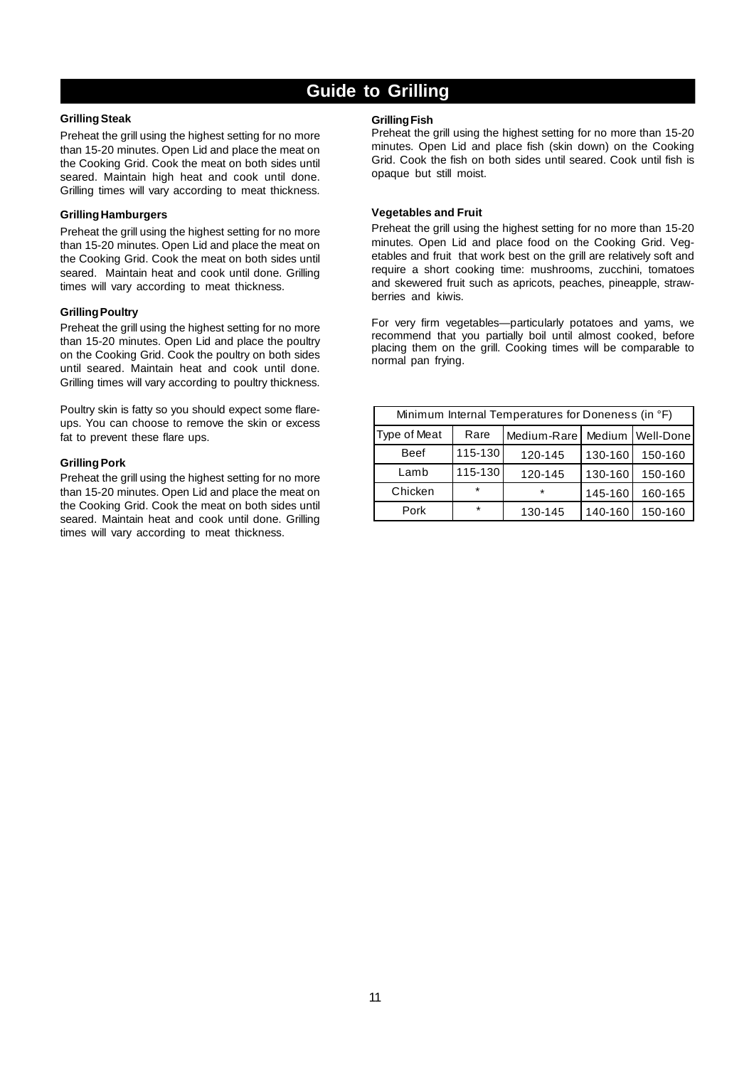# Guide to Grilling

### Grilling Steak

Preheat the grill using the highest setting for no more than 15-20 minutes. Open Lid and place the meat on the Cooking Grid. Cook the meat on both sides until seared. Maintain high heat and cook until done. Grilling times will vary according to meat thickness.

### Grilling Hamburgers

Preheat the grill using the highest setting for no more than 15-20 minutes. Open Lid and place the meat on the Cooking Grid. Cook the meat on both sides until seared. Maintain heat and cook until done. Grilling times will vary according to meat thickness.

### Grilling Poultry

Preheat the grill using the highest setting for no more than 15-20 minutes. Open Lid and place the poultry on the Cooking Grid. Cook the poultry on both sides until seared. Maintain heat and cook until done. Grilling times will vary according to poultry thickness.

Poultry skin is fatty so you should expect some flare-ups. You can choose to remove the skin or excess fat to prevent these flare ups.

### Grilling Pork

Preheat the grill using the highest setting for no more than 15-20 minutes. Open Lid and place the meat on the Cooking Grid. Cook the meat on both sides until seared. Maintain heat and cook until done. Grilling times will vary according to meat thickness.

### Grilling Fish

Preheat the grill using the highest setting for no more than 15-20 minutes. Open Lid and place fish (skin down) on the Cooking Grid. Cook the fish on both sides until seared. Cook until fish is opaque but still moist.

### Vegetables and Fruit

Preheat the grill using the highest setting for no more than 15-20 minutes. Open Lid and place food on the Cooking Grid. Vegetables and fruit that work best on the grill are relatively soft and require a short cooking time: mushrooms, zucchini, tomatoes and skewered fruit such as apricots, peaches, pineapple, strawberries and kiwis.

For very firm vegetables—particularly potatoes and yams, we recommend that you partially boil until almost cooked, before placing them on the grill. Cooking times will be comparable to normal pan frying.

| Minimum Internal Temperatures for Doneness (in °F) | | | | |
|---|---|---|---|---|
| Type of Meat | Rare | Medium-Rare | Medium | Well-Done |
| Beef | 115-130 | 120-145 | 130-160 | 150-160 |
| Lamb | 115-130 | 120-145 | 130-160 | 150-160 |
| Chicken | * | * | 145-160 | 160-165 |
| Pork | * | 130-145 | 140-160 | 150-160 |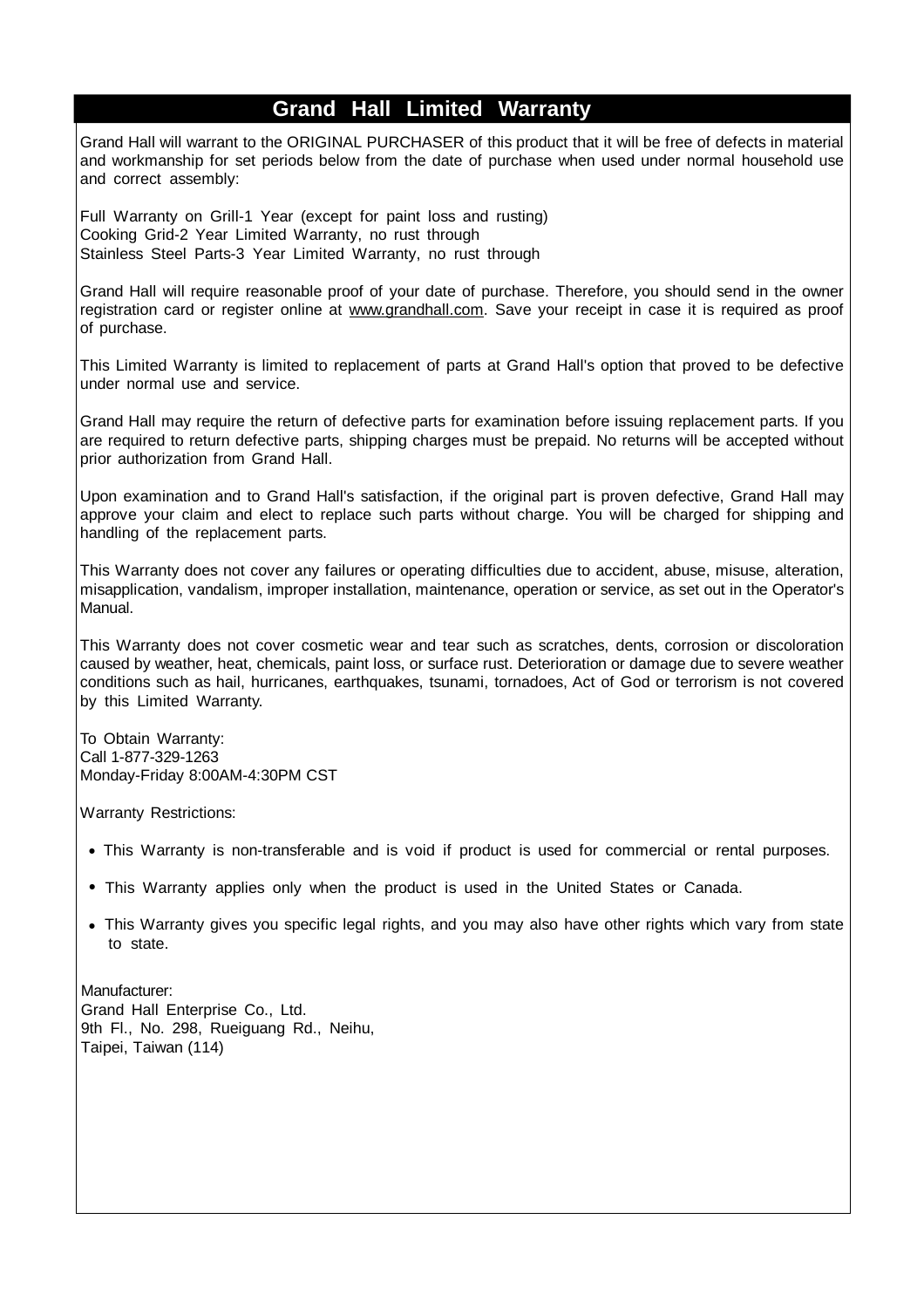# Grand Hall Limited Warranty

Grand Hall will warrant to the ORIGINAL PURCHASER of this product that it will be free of defects in material and workmanship for set periods below from the date of purchase when used under normal household use and correct assembly:

Full Warranty on Grill-1 Year (except for paint loss and rusting)
Cooking Grid-2 Year Limited Warranty, no rust through
Stainless Steel Parts-3 Year Limited Warranty, no rust through

Grand Hall will require reasonable proof of your date of purchase. Therefore, you should send in the owner registration card or register online at www.grandhall.com. Save your receipt in case it is required as proof of purchase.

This Limited Warranty is limited to replacement of parts at Grand Hall's option that proved to be defective under normal use and service.

Grand Hall may require the return of defective parts for examination before issuing replacement parts. If you are required to return defective parts, shipping charges must be prepaid. No returns will be accepted without prior authorization from Grand Hall.

Upon examination and to Grand Hall's satisfaction, if the original part is proven defective, Grand Hall may approve your claim and elect to replace such parts without charge. You will be charged for shipping and handling of the replacement parts.

This Warranty does not cover any failures or operating difficulties due to accident, abuse, misuse, alteration, misapplication, vandalism, improper installation, maintenance, operation or service, as set out in the Operator's Manual.

This Warranty does not cover cosmetic wear and tear such as scratches, dents, corrosion or discoloration caused by weather, heat, chemicals, paint loss, or surface rust. Deterioration or damage due to severe weather conditions such as hail, hurricanes, earthquakes, tsunami, tornadoes, Act of God or terrorism is not covered by this Limited Warranty.

To Obtain Warranty:
Call 1-877-329-1263
Monday-Friday 8:00AM-4:30PM CST

Warranty Restrictions:

- This Warranty is non-transferable and is void if product is used for commercial or rental purposes.
- This Warranty applies only when the product is used in the United States or Canada.
- This Warranty gives you specific legal rights, and you may also have other rights which vary from state to state.

Manufacturer:
Grand Hall Enterprise Co., Ltd.
9th Fl., No. 298, Rueiguang Rd., Neihu,
Taipei, Taiwan (114)